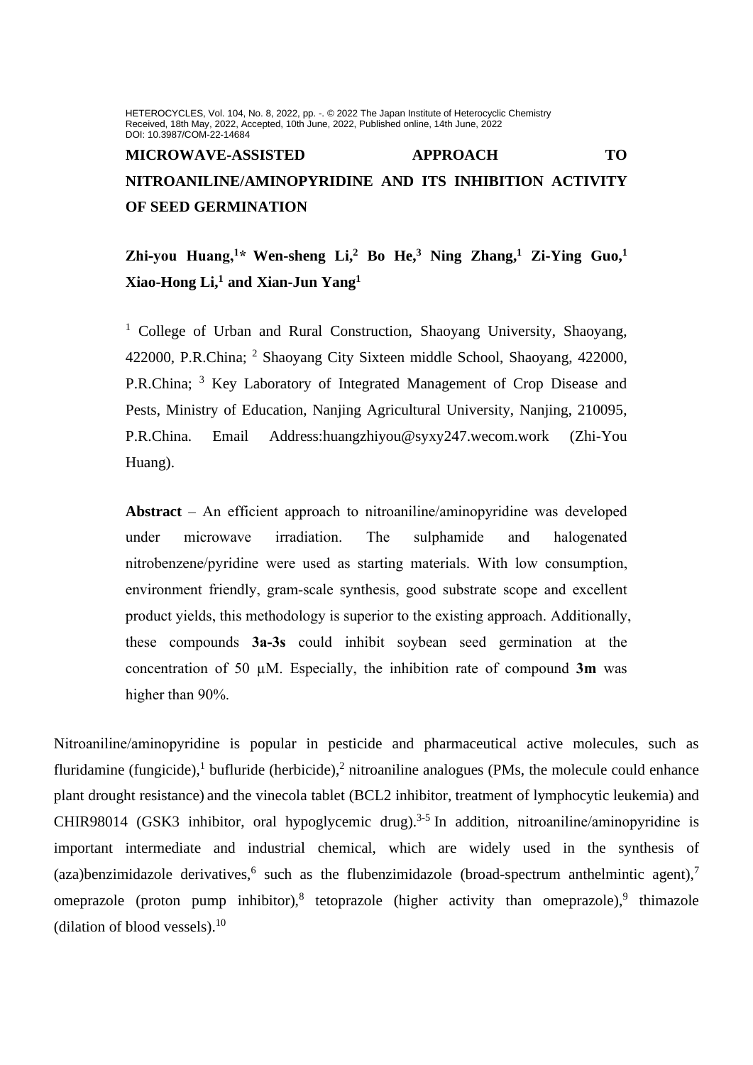HETEROCYCLES, Vol. 104, No. 8, 2022, pp. -. © 2022 The Japan Institute of Heterocyclic Chemistry
Received, 18th May, 2022, Accepted, 10th June, 2022, Published online, 14th June, 2022
DOI: 10.3987/COM-22-14684

# MICROWAVE-ASSISTED APPROACH TO NITROANILINE/AMINOPYRIDINE AND ITS INHIBITION ACTIVITY OF SEED GERMINATION

**Zhi-you Huang,[1]* Wen-sheng Li,[2] Bo He,[3] Ning Zhang,[1] Zi-Ying Guo,[1] Xiao-Hong Li,[1] and Xian-Jun Yang[1]**

[1] College of Urban and Rural Construction, Shaoyang University, Shaoyang, 422000, P.R.China; [2] Shaoyang City Sixteen middle School, Shaoyang, 422000, P.R.China; [3] Key Laboratory of Integrated Management of Crop Disease and Pests, Ministry of Education, Nanjing Agricultural University, Nanjing, 210095, P.R.China. Email Address:huangzhiyou@syxy247.wecom.work (Zhi-You Huang).

**Abstract** – An efficient approach to nitroaniline/aminopyridine was developed under microwave irradiation. The sulphamide and halogenated nitrobenzene/pyridine were used as starting materials. With low consumption, environment friendly, gram-scale synthesis, good substrate scope and excellent product yields, this methodology is superior to the existing approach. Additionally, these compounds **3a-3s** could inhibit soybean seed germination at the concentration of 50 μM. Especially, the inhibition rate of compound **3m** was higher than 90%.

Nitroaniline/aminopyridine is popular in pesticide and pharmaceutical active molecules, such as fluridamine (fungicide),[1] bufluride (herbicide),[2] nitroaniline analogues (PMs, the molecule could enhance plant drought resistance) and the vinecola tablet (BCL2 inhibitor, treatment of lymphocytic leukemia) and CHIR98014 (GSK3 inhibitor, oral hypoglycemic drug).[3-5] In addition, nitroaniline/aminopyridine is important intermediate and industrial chemical, which are widely used in the synthesis of (aza)benzimidazole derivatives,[6] such as the flubenzimidazole (broad-spectrum anthelmintic agent),[7] omeprazole (proton pump inhibitor),[8] tetoprazole (higher activity than omeprazole),[9] thimazole (dilation of blood vessels).[10]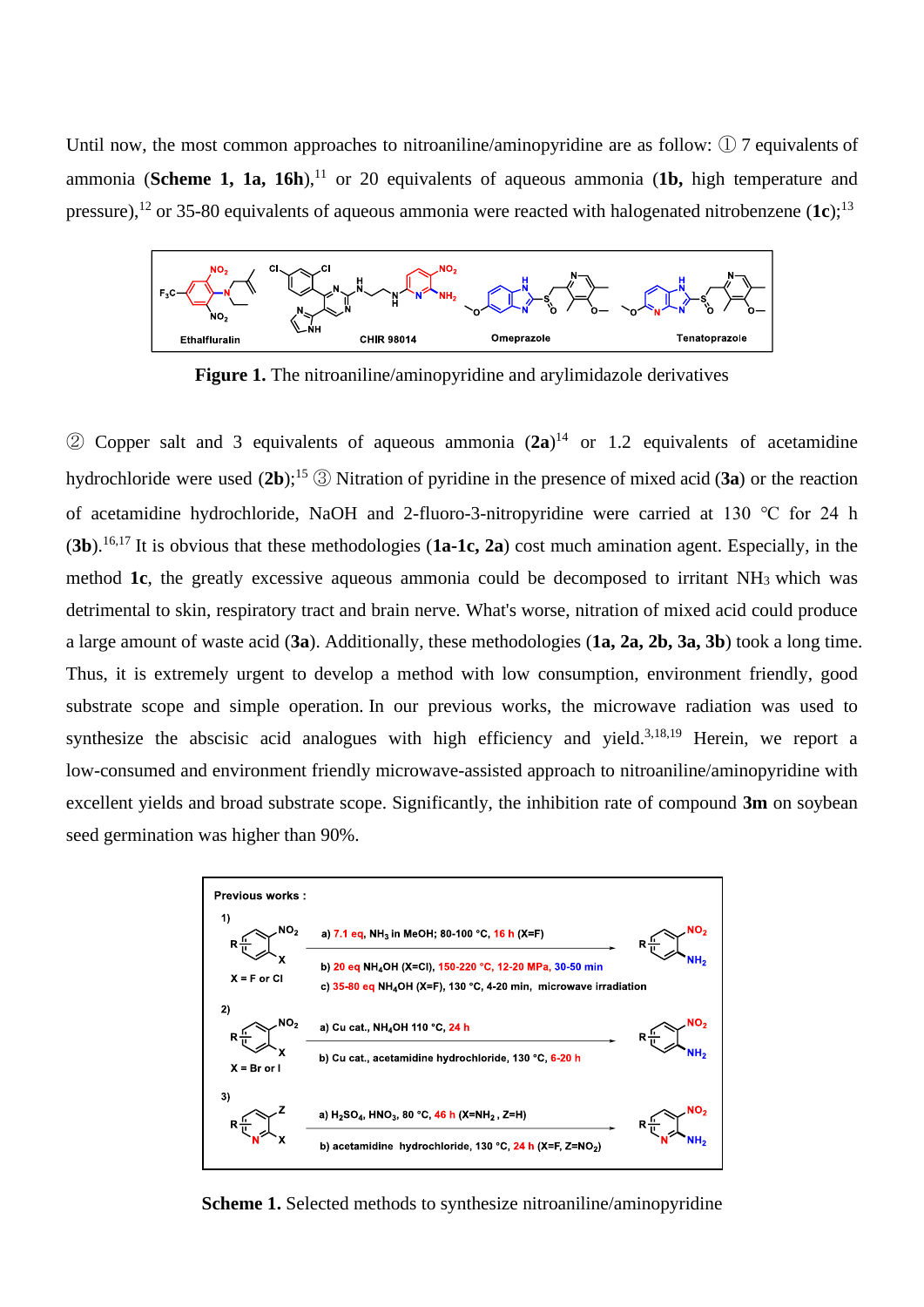Until now, the most common approaches to nitroaniline/aminopyridine are as follow: ① 7 equivalents of ammonia (**Scheme 1, 1a, 16h**),[11] or 20 equivalents of aqueous ammonia (**1b,** high temperature and pressure),[12] or 35-80 equivalents of aqueous ammonia were reacted with halogenated nitrobenzene (**1c**);[13]

**Figure 1.** The nitroaniline/aminopyridine and arylimidazole derivatives

② Copper salt and 3 equivalents of aqueous ammonia (**2a**)[14] or 1.2 equivalents of acetamidine hydrochloride were used (**2b**);[15] ③ Nitration of pyridine in the presence of mixed acid (**3a**) or the reaction of acetamidine hydrochloride, NaOH and 2-fluoro-3-nitropyridine were carried at 130 ℃ for 24 h (**3b**).[16,17] It is obvious that these methodologies (**1a-1c, 2a**) cost much amination agent. Especially, in the method **1c**, the greatly excessive aqueous ammonia could be decomposed to irritant $NH_3$ which was detrimental to skin, respiratory tract and brain nerve. What's worse, nitration of mixed acid could produce a large amount of waste acid (**3a**). Additionally, these methodologies (**1a, 2a, 2b, 3a, 3b**) took a long time. Thus, it is extremely urgent to develop a method with low consumption, environment friendly, good substrate scope and simple operation. In our previous works, the microwave radiation was used to synthesize the abscisic acid analogues with high efficiency and yield.[3,18,19] Herein, we report a low-consumed and environment friendly microwave-assisted approach to nitroaniline/aminopyridine with excellent yields and broad substrate scope. Significantly, the inhibition rate of compound **3m** on soybean seed germination was higher than 90%.

**Scheme 1.** Selected methods to synthesize nitroaniline/aminopyridine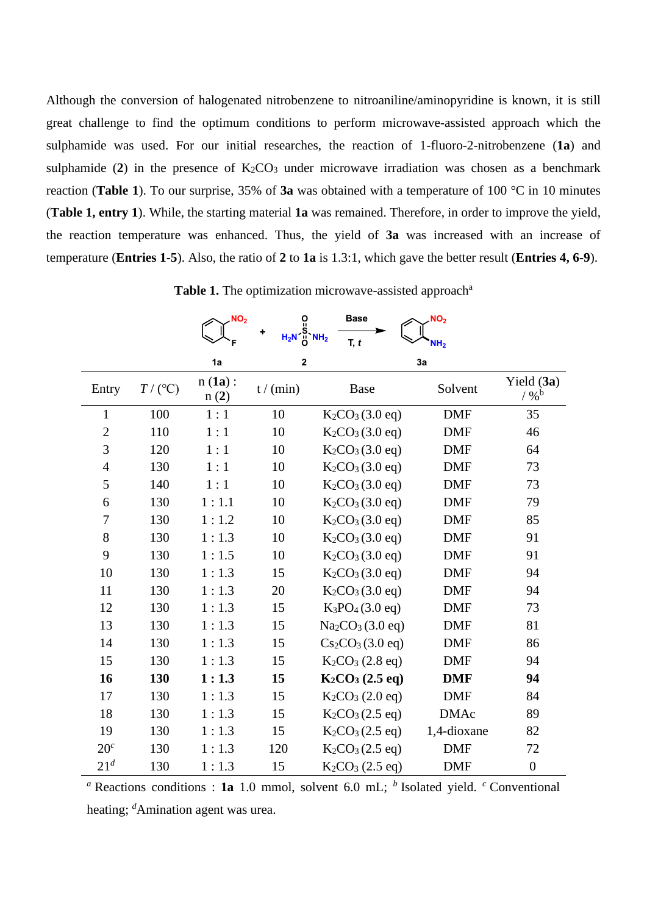Although the conversion of halogenated nitrobenzene to nitroaniline/aminopyridine is known, it is still great challenge to find the optimum conditions to perform microwave-assisted approach which the sulphamide was used. For our initial researches, the reaction of 1-fluoro-2-nitrobenzene (**1a**) and sulphamide (**2**) in the presence of $K_2CO_3$ under microwave irradiation was chosen as a benchmark reaction (**Table 1**). To our surprise, 35% of **3a** was obtained with a temperature of 100 °C in 10 minutes (**Table 1, entry 1**). While, the starting material **1a** was remained. Therefore, in order to improve the yield, the reaction temperature was enhanced. Thus, the yield of **3a** was increased with an increase of temperature (**Entries 1-5**). Also, the ratio of **2** to **1a** is 1.3:1, which gave the better result (**Entries 4, 6-9**).

**Table 1.** The optimization microwave-assisted approach[a]

**1a** + **2** $\xrightarrow[T,\ t]{\text{Base}}$ **3a**

| Entry | *T* / (°C) | n (**1a**) : n (**2**) | t / (min) | Base | Solvent | Yield (**3a**) / %[b] |
|---|---|---|---|---|---|---|
| 1 | 100 | 1 : 1 | 10 | $K_2CO_3$ (3.0 eq) | DMF | 35 |
| 2 | 110 | 1 : 1 | 10 | $K_2CO_3$ (3.0 eq) | DMF | 46 |
| 3 | 120 | 1 : 1 | 10 | $K_2CO_3$ (3.0 eq) | DMF | 64 |
| 4 | 130 | 1 : 1 | 10 | $K_2CO_3$ (3.0 eq) | DMF | 73 |
| 5 | 140 | 1 : 1 | 10 | $K_2CO_3$ (3.0 eq) | DMF | 73 |
| 6 | 130 | 1 : 1.1 | 10 | $K_2CO_3$ (3.0 eq) | DMF | 79 |
| 7 | 130 | 1 : 1.2 | 10 | $K_2CO_3$ (3.0 eq) | DMF | 85 |
| 8 | 130 | 1 : 1.3 | 10 | $K_2CO_3$ (3.0 eq) | DMF | 91 |
| 9 | 130 | 1 : 1.5 | 10 | $K_2CO_3$ (3.0 eq) | DMF | 91 |
| 10 | 130 | 1 : 1.3 | 15 | $K_2CO_3$ (3.0 eq) | DMF | 94 |
| 11 | 130 | 1 : 1.3 | 20 | $K_2CO_3$ (3.0 eq) | DMF | 94 |
| 12 | 130 | 1 : 1.3 | 15 | $K_3PO_4$ (3.0 eq) | DMF | 73 |
| 13 | 130 | 1 : 1.3 | 15 | $Na_2CO_3$ (3.0 eq) | DMF | 81 |
| 14 | 130 | 1 : 1.3 | 15 | $Cs_2CO_3$ (3.0 eq) | DMF | 86 |
| 15 | 130 | 1 : 1.3 | 15 | $K_2CO_3$ (2.8 eq) | DMF | 94 |
| **16** | **130** | **1 : 1.3** | **15** | **$K_2CO_3$ (2.5 eq)** | **DMF** | **94** |
| 17 | 130 | 1 : 1.3 | 15 | $K_2CO_3$ (2.0 eq) | DMF | 84 |
| 18 | 130 | 1 : 1.3 | 15 | $K_2CO_3$ (2.5 eq) | DMAc | 89 |
| 19 | 130 | 1 : 1.3 | 15 | $K_2CO_3$ (2.5 eq) | 1,4-dioxane | 82 |
| 20[c] | 130 | 1 : 1.3 | 120 | $K_2CO_3$ (2.5 eq) | DMF | 72 |
| 21[d] | 130 | 1 : 1.3 | 15 | $K_2CO_3$ (2.5 eq) | DMF | 0 |

[a] Reactions conditions : **1a** 1.0 mmol, solvent 6.0 mL; [b] Isolated yield. [c] Conventional heating; [d] Amination agent was urea.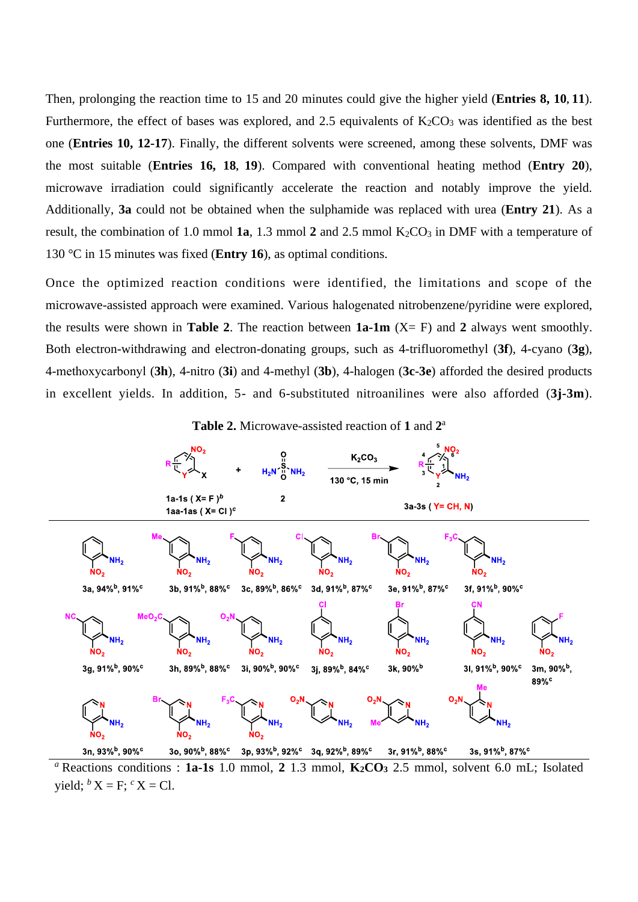Then, prolonging the reaction time to 15 and 20 minutes could give the higher yield (**Entries 8, 10, 11**). Furthermore, the effect of bases was explored, and 2.5 equivalents of $K_2CO_3$ was identified as the best one (**Entries 10, 12-17**). Finally, the different solvents were screened, among these solvents, DMF was the most suitable (**Entries 16, 18, 19**). Compared with conventional heating method (**Entry 20**), microwave irradiation could significantly accelerate the reaction and notably improve the yield. Additionally, **3a** could not be obtained when the sulphamide was replaced with urea (**Entry 21**). As a result, the combination of 1.0 mmol **1a**, 1.3 mmol **2** and 2.5 mmol $K_2CO_3$ in DMF with a temperature of 130 °C in 15 minutes was fixed (**Entry 16**), as optimal conditions.

Once the optimized reaction conditions were identified, the limitations and scope of the microwave-assisted approach were examined. Various halogenated nitrobenzene/pyridine were explored, the results were shown in **Table 2**. The reaction between **1a-1m** (X= F) and **2** always went smoothly. Both electron-withdrawing and electron-donating groups, such as 4-trifluoromethyl (**3f**), 4-cyano (**3g**), 4-methoxycarbonyl (**3h**), 4-nitro (**3i**) and 4-methyl (**3b**), 4-halogen (**3c**-**3e**) afforded the desired products in excellent yields. In addition, 5- and 6-substituted nitroanilines were also afforded (**3j-3m**).

**Table 2.** Microwave-assisted reaction of **1** and **2**[a]

Reaction: **1a-1s** (X= F)[b] / **1aa-1as** (X= Cl)[c] + $H_2NSO_2NH_2$ (**2**) → ($K_2CO_3$, 130 °C, 15 min) → **3a-3s** (Y= CH, N)

| Product | Yield (X = F)[b] | Yield (X = Cl)[c] |
|---|---|---|
| 3a | 94% | 91% |
| 3b (Me) | 91% | 88% |
| 3c (F) | 89% | 86% |
| 3d (Cl) | 91% | 87% |
| 3e (Br) | 91% | 87% |
| 3f ($F_3C$) | 91% | 90% |
| 3g (NC) | 91% | 90% |
| 3h ($MeO_2C$) | 89% | 88% |
| 3i ($O_2N$) | 90% | 90% |
| 3j (Cl) | 89% | 84% |
| 3k (Br) | 90% | |
| 3l (CN) | 91% | 90% |
| 3m (F) | 90% | 89% |
| 3n (pyridine) | 93% | 90% |
| 3o (Br, pyridine) | 90% | 88% |
| 3p ($F_3C$, pyridine) | 93% | 92% |
| 3q ($O_2N$, pyridine) | 92% | 89% |
| 3r ($O_2N$, Me, pyridine) | 91% | 88% |
| 3s ($O_2N$, Me, pyridine) | 91% | 87% |

[a] Reactions conditions : **1a-1s** 1.0 mmol, **2** 1.3 mmol, **$K_2CO_3$** 2.5 mmol, solvent 6.0 mL; Isolated yield; [b] X = F; [c] X = Cl.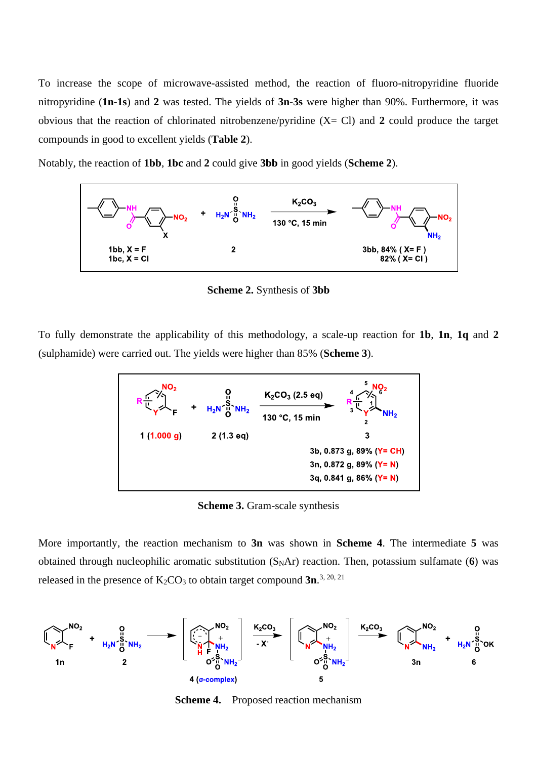To increase the scope of microwave-assisted method, the reaction of fluoro-nitropyridine fluoride nitropyridine (**1n-1s**) and **2** was tested. The yields of **3n-3s** were higher than 90%. Furthermore, it was obvious that the reaction of chlorinated nitrobenzene/pyridine (X= Cl) and **2** could produce the target compounds in good to excellent yields (**Table 2**).

Notably, the reaction of **1bb**, **1bc** and **2** could give **3bb** in good yields (**Scheme 2**).

**Scheme 2.** Synthesis of **3bb**

To fully demonstrate the applicability of this methodology, a scale-up reaction for **1b**, **1n**, **1q** and **2** (sulphamide) were carried out. The yields were higher than 85% (**Scheme 3**).

**Scheme 3.** Gram-scale synthesis

More importantly, the reaction mechanism to **3n** was shown in **Scheme 4**. The intermediate **5** was obtained through nucleophilic aromatic substitution ($S_NAr$) reaction. Then, potassium sulfamate (**6**) was released in the presence of $K_2CO_3$ to obtain target compound **3n**.[3, 20, 21]

**Scheme 4.** Proposed reaction mechanism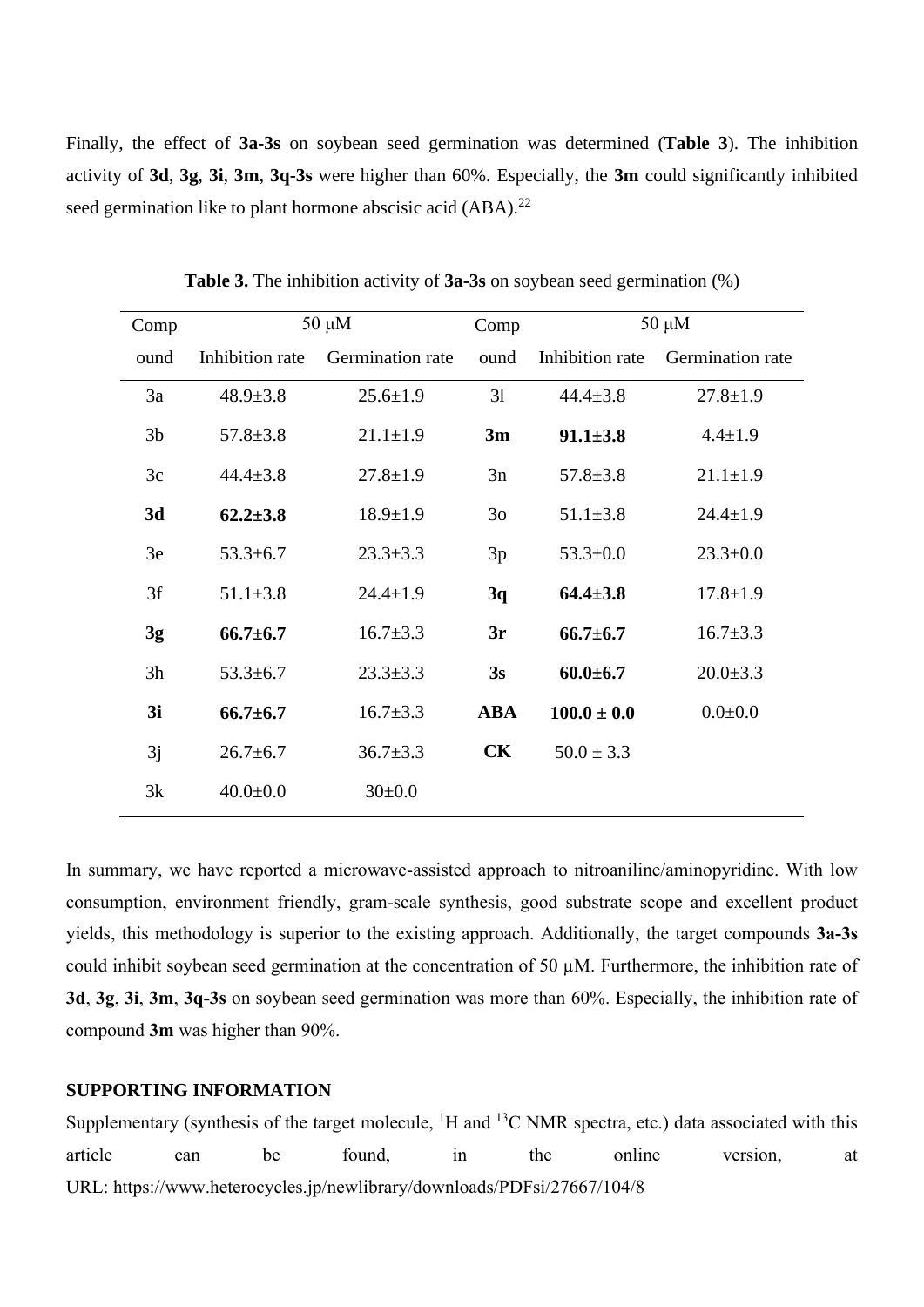Finally, the effect of **3a-3s** on soybean seed germination was determined (**Table 3**). The inhibition activity of **3d**, **3g**, **3i**, **3m**, **3q-3s** were higher than 60%. Especially, the **3m** could significantly inhibited seed germination like to plant hormone abscisic acid (ABA).[22]

**Table 3.** The inhibition activity of **3a-3s** on soybean seed germination (%)

| Compound | 50 μM | | Compound | 50 μM | |
|---|---|---|---|---|---|
| | Inhibition rate | Germination rate | | Inhibition rate | Germination rate |
| 3a | 48.9±3.8 | 25.6±1.9 | 3l | 44.4±3.8 | 27.8±1.9 |
| 3b | 57.8±3.8 | 21.1±1.9 | **3m** | **91.1±3.8** | 4.4±1.9 |
| 3c | 44.4±3.8 | 27.8±1.9 | 3n | 57.8±3.8 | 21.1±1.9 |
| **3d** | **62.2±3.8** | 18.9±1.9 | 3o | 51.1±3.8 | 24.4±1.9 |
| 3e | 53.3±6.7 | 23.3±3.3 | 3p | 53.3±0.0 | 23.3±0.0 |
| 3f | 51.1±3.8 | 24.4±1.9 | **3q** | **64.4±3.8** | 17.8±1.9 |
| **3g** | **66.7±6.7** | 16.7±3.3 | **3r** | **66.7±6.7** | 16.7±3.3 |
| 3h | 53.3±6.7 | 23.3±3.3 | **3s** | **60.0±6.7** | 20.0±3.3 |
| **3i** | **66.7±6.7** | 16.7±3.3 | **ABA** | **100.0 ± 0.0** | 0.0±0.0 |
| 3j | 26.7±6.7 | 36.7±3.3 | **CK** | 50.0 ± 3.3 | |
| 3k | 40.0±0.0 | 30±0.0 | | | |

In summary, we have reported a microwave-assisted approach to nitroaniline/aminopyridine. With low consumption, environment friendly, gram-scale synthesis, good substrate scope and excellent product yields, this methodology is superior to the existing approach. Additionally, the target compounds **3a-3s** could inhibit soybean seed germination at the concentration of 50 μM. Furthermore, the inhibition rate of **3d**, **3g**, **3i**, **3m**, **3q-3s** on soybean seed germination was more than 60%. Especially, the inhibition rate of compound **3m** was higher than 90%.

**SUPPORTING INFORMATION**

Supplementary (synthesis of the target molecule, $^{1}$H and $^{13}$C NMR spectra, etc.) data associated with this article can be found, in the online version, at URL: https://www.heterocycles.jp/newlibrary/downloads/PDFsi/27667/104/8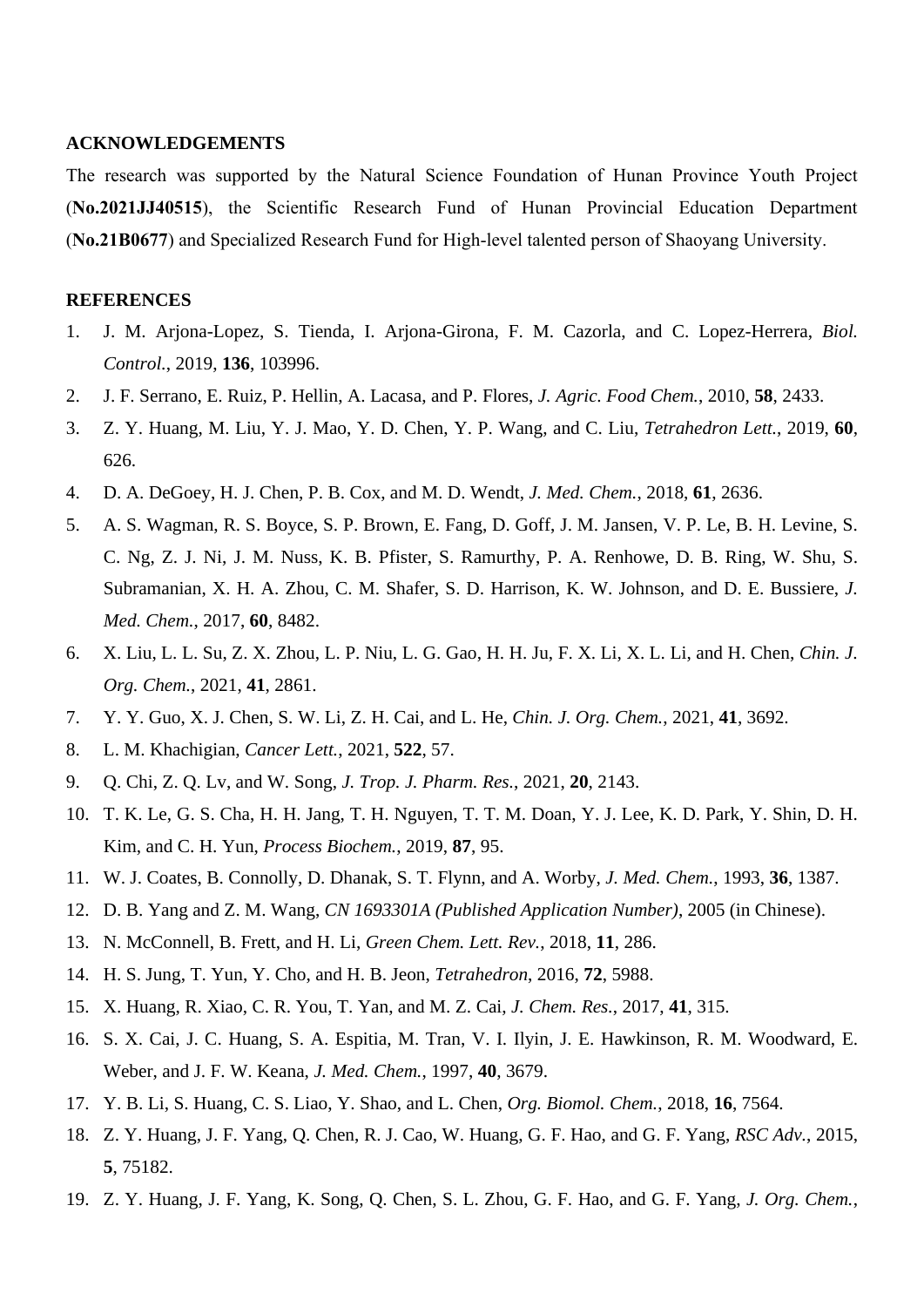## ACKNOWLEDGEMENTS

The research was supported by the Natural Science Foundation of Hunan Province Youth Project (**No.2021JJ40515**), the Scientific Research Fund of Hunan Provincial Education Department (**No.21B0677**) and Specialized Research Fund for High-level talented person of Shaoyang University.

## REFERENCES

1. J. M. Arjona-Lopez, S. Tienda, I. Arjona-Girona, F. M. Cazorla, and C. Lopez-Herrera, *Biol. Control.*, 2019, **136**, 103996.
2. J. F. Serrano, E. Ruiz, P. Hellin, A. Lacasa, and P. Flores, *J. Agric. Food Chem.*, 2010, **58**, 2433.
3. Z. Y. Huang, M. Liu, Y. J. Mao, Y. D. Chen, Y. P. Wang, and C. Liu, *Tetrahedron Lett.*, 2019, **60**, 626.
4. D. A. DeGoey, H. J. Chen, P. B. Cox, and M. D. Wendt, *J. Med. Chem.*, 2018, **61**, 2636.
5. A. S. Wagman, R. S. Boyce, S. P. Brown, E. Fang, D. Goff, J. M. Jansen, V. P. Le, B. H. Levine, S. C. Ng, Z. J. Ni, J. M. Nuss, K. B. Pfister, S. Ramurthy, P. A. Renhowe, D. B. Ring, W. Shu, S. Subramanian, X. H. A. Zhou, C. M. Shafer, S. D. Harrison, K. W. Johnson, and D. E. Bussiere, *J. Med. Chem.*, 2017, **60**, 8482.
6. X. Liu, L. L. Su, Z. X. Zhou, L. P. Niu, L. G. Gao, H. H. Ju, F. X. Li, X. L. Li, and H. Chen, *Chin. J. Org. Chem.*, 2021, **41**, 2861.
7. Y. Y. Guo, X. J. Chen, S. W. Li, Z. H. Cai, and L. He, *Chin. J. Org. Chem.*, 2021, **41**, 3692.
8. L. M. Khachigian, *Cancer Lett.*, 2021, **522**, 57.
9. Q. Chi, Z. Q. Lv, and W. Song, *J. Trop. J. Pharm. Res.*, 2021, **20**, 2143.
10. T. K. Le, G. S. Cha, H. H. Jang, T. H. Nguyen, T. T. M. Doan, Y. J. Lee, K. D. Park, Y. Shin, D. H. Kim, and C. H. Yun, *Process Biochem.*, 2019, **87**, 95.
11. W. J. Coates, B. Connolly, D. Dhanak, S. T. Flynn, and A. Worby, *J. Med. Chem.*, 1993, **36**, 1387.
12. D. B. Yang and Z. M. Wang, *CN 1693301A (Published Application Number)*, 2005 (in Chinese).
13. N. McConnell, B. Frett, and H. Li, *Green Chem. Lett. Rev.*, 2018, **11**, 286.
14. H. S. Jung, T. Yun, Y. Cho, and H. B. Jeon, *Tetrahedron*, 2016, **72**, 5988.
15. X. Huang, R. Xiao, C. R. You, T. Yan, and M. Z. Cai, *J. Chem. Res.*, 2017, **41**, 315.
16. S. X. Cai, J. C. Huang, S. A. Espitia, M. Tran, V. I. Ilyin, J. E. Hawkinson, R. M. Woodward, E. Weber, and J. F. W. Keana, *J. Med. Chem.*, 1997, **40**, 3679.
17. Y. B. Li, S. Huang, C. S. Liao, Y. Shao, and L. Chen, *Org. Biomol. Chem.*, 2018, **16**, 7564.
18. Z. Y. Huang, J. F. Yang, Q. Chen, R. J. Cao, W. Huang, G. F. Hao, and G. F. Yang, *RSC Adv.*, 2015, **5**, 75182.
19. Z. Y. Huang, J. F. Yang, K. Song, Q. Chen, S. L. Zhou, G. F. Hao, and G. F. Yang, *J. Org. Chem.*,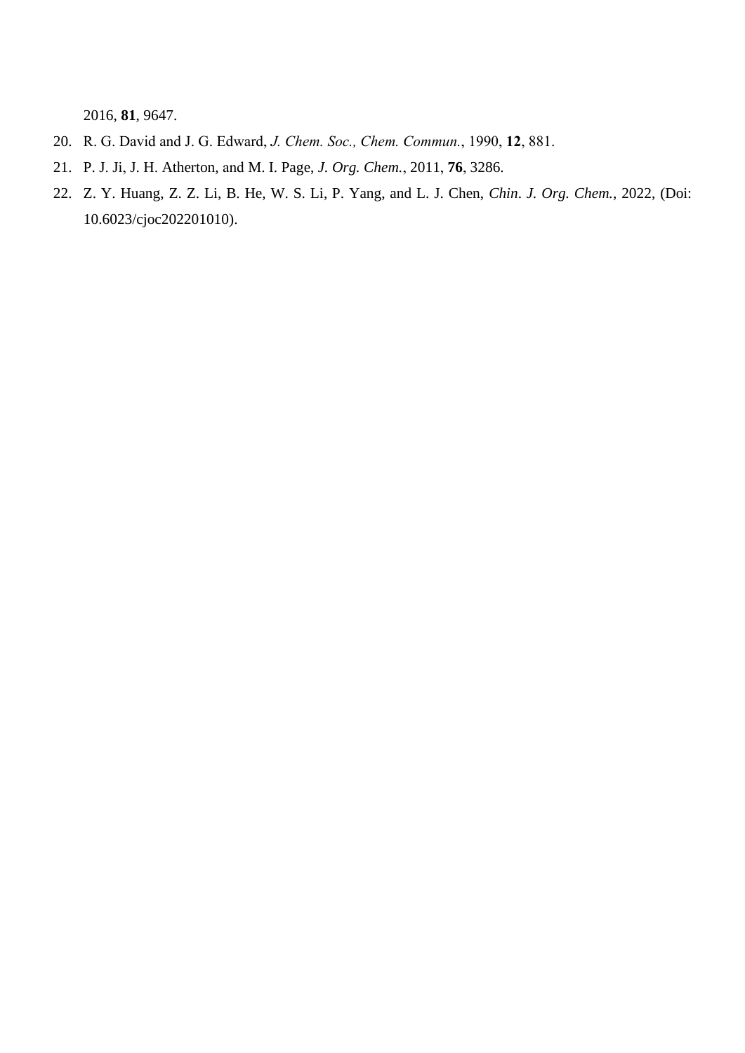2016, **81**, 9647.

20. R. G. David and J. G. Edward, *J. Chem. Soc., Chem. Commun.*, 1990, **12**, 881.
21. P. J. Ji, J. H. Atherton, and M. I. Page, *J. Org. Chem.*, 2011, **76**, 3286.
22. Z. Y. Huang, Z. Z. Li, B. He, W. S. Li, P. Yang, and L. J. Chen, *Chin. J. Org. Chem.*, 2022, (Doi: 10.6023/cjoc202201010).